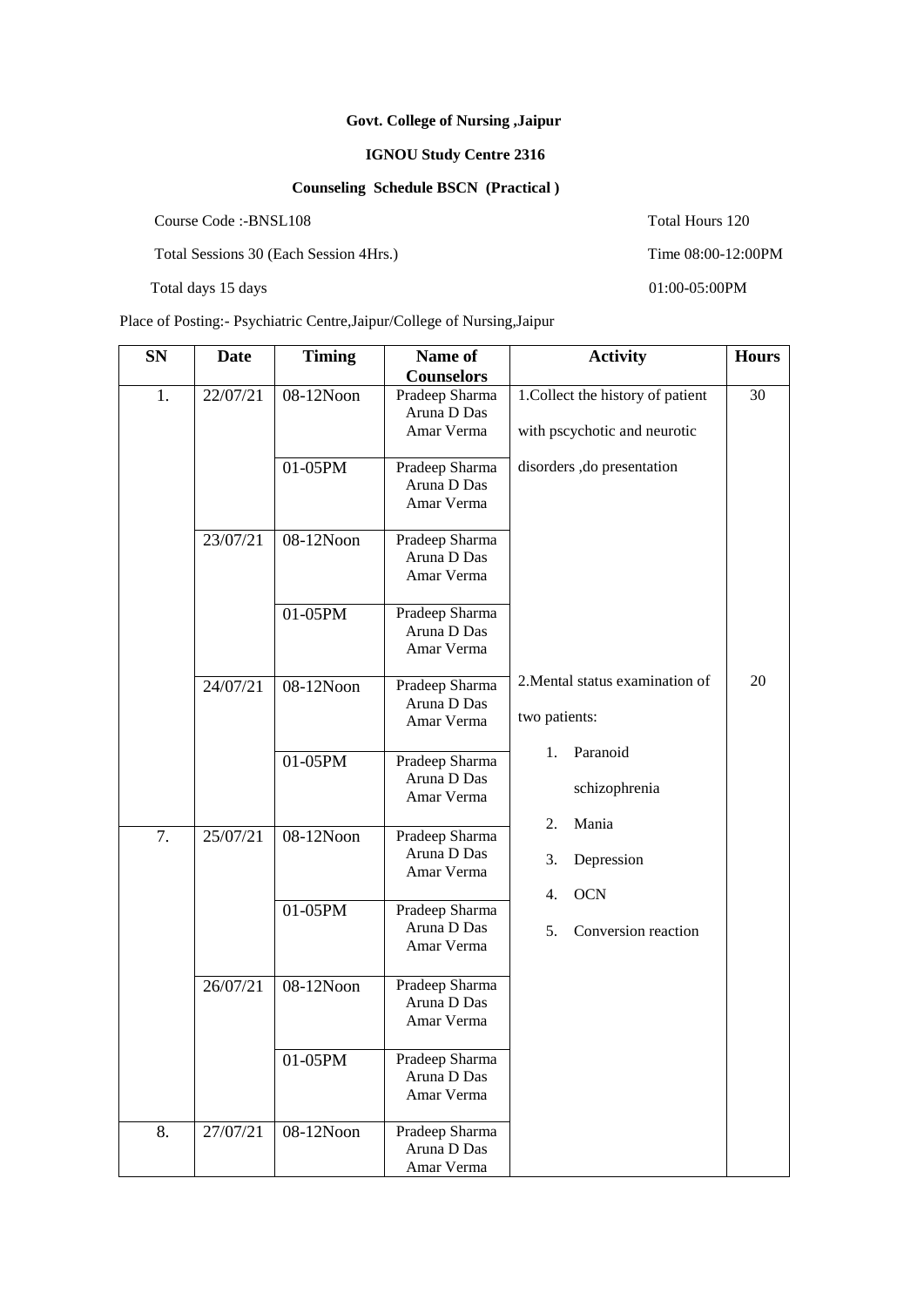**Govt. College of Nursing ,Jaipur**

**IGNOU Study Centre 2316**

**Counseling Schedule BSCN (Practical )**

Course Code :-BNSL108 Total Hours 120

Total Sessions 30 (Each Session 4Hrs.) Time 08:00-12:00PM

Total days 15 days 01:00-05:00PM

Place of Posting:- Psychiatric Centre,Jaipur/College of Nursing,Jaipur

| SN | Date | Timing | Name of Counselors | Activity | Hours |
|---|---|---|---|---|---|
| 1. | 22/07/21 | 08-12Noon | Pradeep Sharma<br>Aruna D Das<br>Amar Verma | 1.Collect the history of patient with pscychotic and neurotic disorders ,do presentation | 30 |
| | | 01-05PM | Pradeep Sharma<br>Aruna D Das<br>Amar Verma | | |
| | 23/07/21 | 08-12Noon | Pradeep Sharma<br>Aruna D Das<br>Amar Verma | | |
| | | 01-05PM | Pradeep Sharma<br>Aruna D Das<br>Amar Verma | | |
| | 24/07/21 | 08-12Noon | Pradeep Sharma<br>Aruna D Das<br>Amar Verma | 2.Mental status examination of two patients:<br>1. Paranoid schizophrenia<br>2. Mania<br>3. Depression<br>4. OCN<br>5. Conversion reaction | 20 |
| | | 01-05PM | Pradeep Sharma<br>Aruna D Das<br>Amar Verma | | |
| 7. | 25/07/21 | 08-12Noon | Pradeep Sharma<br>Aruna D Das<br>Amar Verma | | |
| | | 01-05PM | Pradeep Sharma<br>Aruna D Das<br>Amar Verma | | |
| | 26/07/21 | 08-12Noon | Pradeep Sharma<br>Aruna D Das<br>Amar Verma | | |
| | | 01-05PM | Pradeep Sharma<br>Aruna D Das<br>Amar Verma | | |
| 8. | 27/07/21 | 08-12Noon | Pradeep Sharma<br>Aruna D Das<br>Amar Verma | | |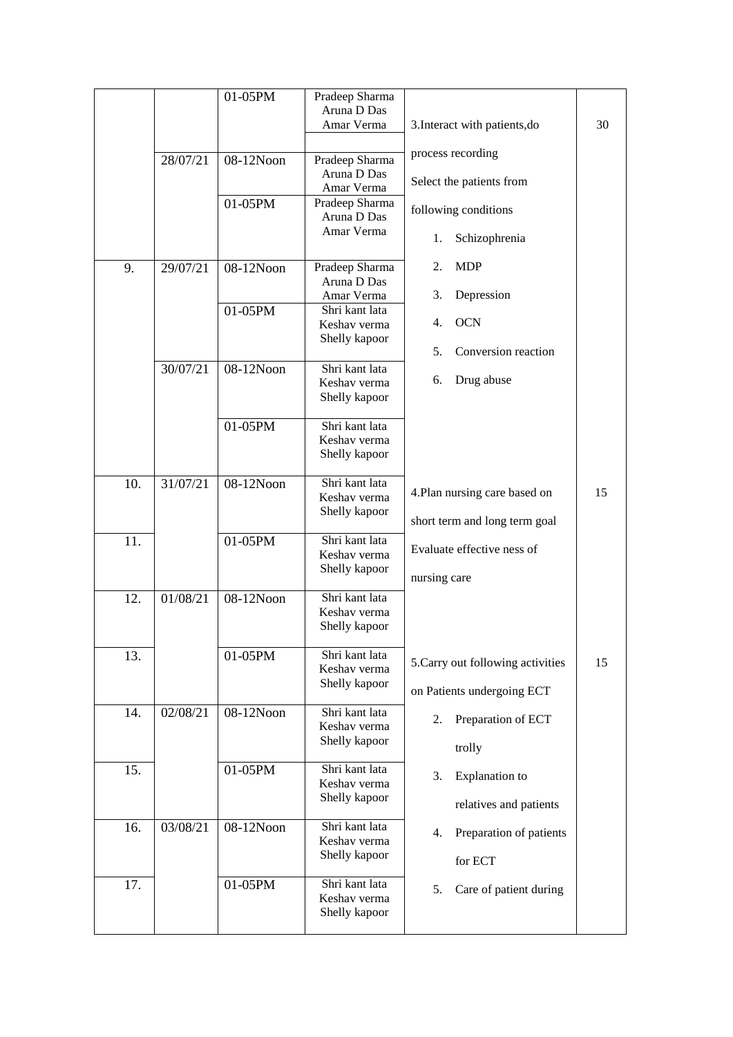| | | 01-05PM | Pradeep Sharma<br>Aruna D Das<br>Amar Verma | 3.Interact with patients,do process recording<br>Select the patients from following conditions<br>1. Schizophrenia<br>2. MDP<br>3. Depression<br>4. OCN<br>5. Conversion reaction<br>6. Drug abuse | 30 |
|---|---|---|---|---|---|
| | 28/07/21 | 08-12Noon | Pradeep Sharma<br>Aruna D Das<br>Amar Verma | | |
| | | 01-05PM | Pradeep Sharma<br>Aruna D Das<br>Amar Verma | | |
| 9. | 29/07/21 | 08-12Noon | Pradeep Sharma<br>Aruna D Das<br>Amar Verma | | |
| | | 01-05PM | Shri kant lata<br>Keshav verma<br>Shelly kapoor | | |
| | 30/07/21 | 08-12Noon | Shri kant lata<br>Keshav verma<br>Shelly kapoor | | |
| | | 01-05PM | Shri kant lata<br>Keshav verma<br>Shelly kapoor | | |
| 10. | 31/07/21 | 08-12Noon | Shri kant lata<br>Keshav verma<br>Shelly kapoor | 4.Plan nursing care based on short term and long term goal<br>Evaluate effective ness of nursing care | 15 |
| 11. | | 01-05PM | Shri kant lata<br>Keshav verma<br>Shelly kapoor | | |
| 12. | 01/08/21 | 08-12Noon | Shri kant lata<br>Keshav verma<br>Shelly kapoor | | |
| 13. | | 01-05PM | Shri kant lata<br>Keshav verma<br>Shelly kapoor | 5.Carry out following activities on Patients undergoing ECT<br>2. Preparation of ECT trolly<br>3. Explanation to relatives and patients<br>4. Preparation of patients for ECT<br>5. Care of patient during | 15 |
| 14. | 02/08/21 | 08-12Noon | Shri kant lata<br>Keshav verma<br>Shelly kapoor | | |
| 15. | | 01-05PM | Shri kant lata<br>Keshav verma<br>Shelly kapoor | | |
| 16. | 03/08/21 | 08-12Noon | Shri kant lata<br>Keshav verma<br>Shelly kapoor | | |
| 17. | | 01-05PM | Shri kant lata<br>Keshav verma<br>Shelly kapoor | | |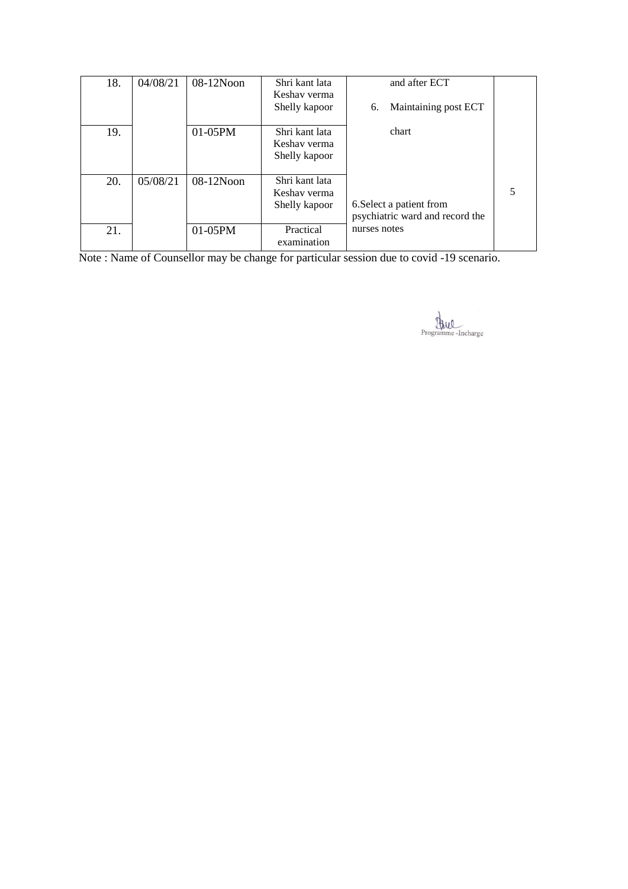| | | | | | |
|---|---|---|---|---|---|
| 18. | 04/08/21 | 08-12Noon | Shri kant lata Keshav verma Shelly kapoor | and after ECT 6. Maintaining post ECT | |
| 19. | | 01-05PM | Shri kant lata Keshav verma Shelly kapoor | chart | |
| 20. | 05/08/21 | 08-12Noon | Shri kant lata Keshav verma Shelly kapoor | 6.Select a patient from psychiatric ward and record the | 5 |
| 21. | | 01-05PM | Practical examination | nurses notes | |

Note : Name of Counsellor may be change for particular session due to covid -19 scenario.

Programme -Incharge